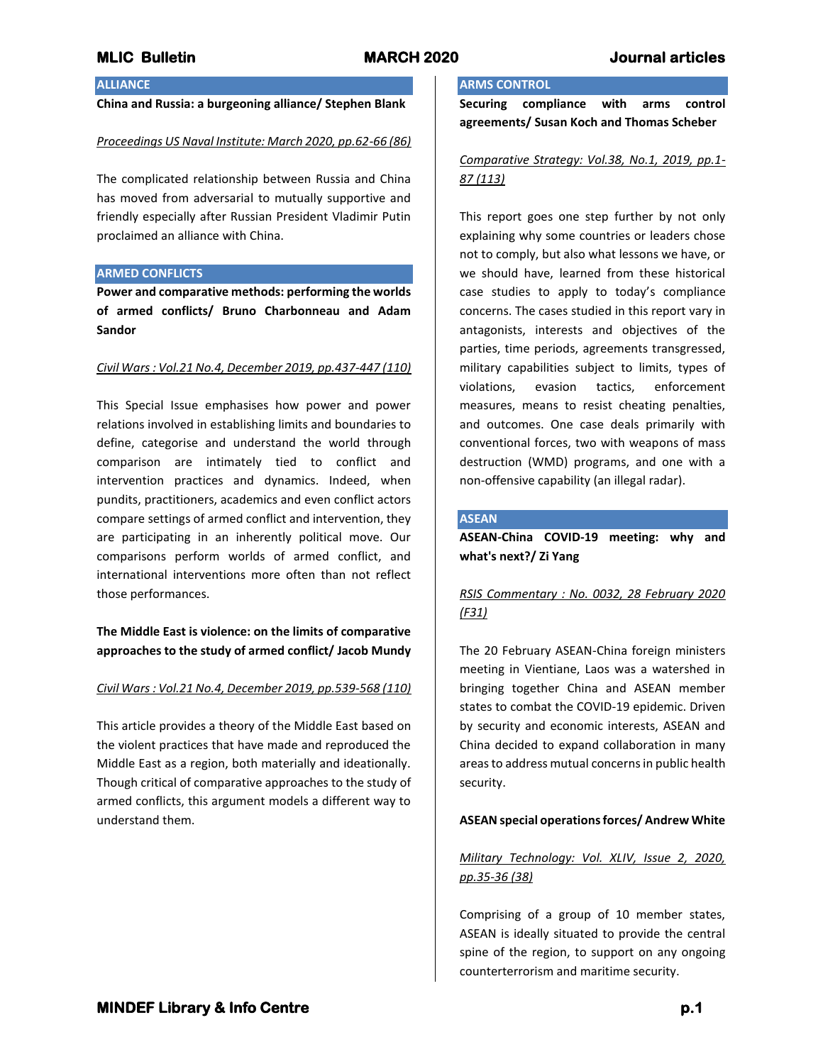## ALLIANCE

**China and Russia: a burgeoning alliance/ Stephen Blank**

Proceedings US Naval Institute: March 2020, pp.62-66 (86)

The complicated relationship between Russia and China has moved from adversarial to mutually supportive and friendly especially after Russian President Vladimir Putin proclaimed an alliance with China.

## ARMED CONFLICTS

**Power and comparative methods: performing the worlds of armed conflicts/ Bruno Charbonneau and Adam Sandor**

Civil Wars : Vol.21 No.4, December 2019, pp.437-447 (110)

This Special Issue emphasises how power and power relations involved in establishing limits and boundaries to define, categorise and understand the world through comparison are intimately tied to conflict and intervention practices and dynamics. Indeed, when pundits, practitioners, academics and even conflict actors compare settings of armed conflict and intervention, they are participating in an inherently political move. Our comparisons perform worlds of armed conflict, and international interventions more often than not reflect those performances.

**The Middle East is violence: on the limits of comparative approaches to the study of armed conflict/ Jacob Mundy**

Civil Wars : Vol.21 No.4, December 2019, pp.539-568 (110)

This article provides a theory of the Middle East based on the violent practices that have made and reproduced the Middle East as a region, both materially and ideationally. Though critical of comparative approaches to the study of armed conflicts, this argument models a different way to understand them.

## ARMS CONTROL

**Securing compliance with arms control agreements/ Susan Koch and Thomas Scheber**

Comparative Strategy: Vol.38, No.1, 2019, pp.1-87 (113)

This report goes one step further by not only explaining why some countries or leaders chose not to comply, but also what lessons we have, or we should have, learned from these historical case studies to apply to today's compliance concerns. The cases studied in this report vary in antagonists, interests and objectives of the parties, time periods, agreements transgressed, military capabilities subject to limits, types of violations, evasion tactics, enforcement measures, means to resist cheating penalties, and outcomes. One case deals primarily with conventional forces, two with weapons of mass destruction (WMD) programs, and one with a non-offensive capability (an illegal radar).

## ASEAN

**ASEAN-China COVID-19 meeting: why and what's next?/ Zi Yang**

RSIS Commentary : No. 0032, 28 February 2020 (F31)

The 20 February ASEAN-China foreign ministers meeting in Vientiane, Laos was a watershed in bringing together China and ASEAN member states to combat the COVID-19 epidemic. Driven by security and economic interests, ASEAN and China decided to expand collaboration in many areas to address mutual concerns in public health security.

**ASEAN special operations forces/ Andrew White**

Military Technology: Vol. XLIV, Issue 2, 2020, pp.35-36 (38)

Comprising of a group of 10 member states, ASEAN is ideally situated to provide the central spine of the region, to support on any ongoing counterterrorism and maritime security.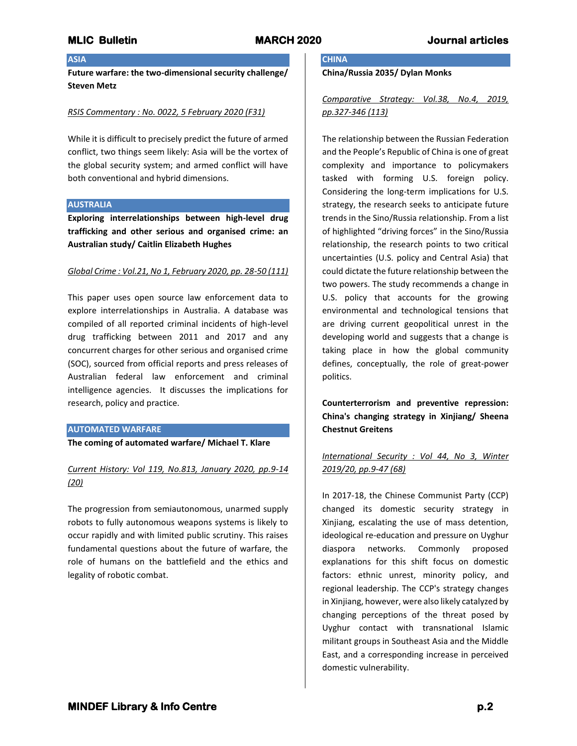## ASIA

**Future warfare: the two-dimensional security challenge/ Steven Metz**

*RSIS Commentary : No. 0022, 5 February 2020 (F31)*

While it is difficult to precisely predict the future of armed conflict, two things seem likely: Asia will be the vortex of the global security system; and armed conflict will have both conventional and hybrid dimensions.

## AUSTRALIA

**Exploring interrelationships between high-level drug trafficking and other serious and organised crime: an Australian study/ Caitlin Elizabeth Hughes**

*Global Crime : Vol.21, No 1, February 2020, pp. 28-50 (111)*

This paper uses open source law enforcement data to explore interrelationships in Australia. A database was compiled of all reported criminal incidents of high-level drug trafficking between 2011 and 2017 and any concurrent charges for other serious and organised crime (SOC), sourced from official reports and press releases of Australian federal law enforcement and criminal intelligence agencies. It discusses the implications for research, policy and practice.

## AUTOMATED WARFARE

**The coming of automated warfare/ Michael T. Klare**

*Current History: Vol 119, No.813, January 2020, pp.9-14 (20)*

The progression from semiautonomous, unarmed supply robots to fully autonomous weapons systems is likely to occur rapidly and with limited public scrutiny. This raises fundamental questions about the future of warfare, the role of humans on the battlefield and the ethics and legality of robotic combat.

## CHINA

**China/Russia 2035/ Dylan Monks**

*Comparative Strategy: Vol.38, No.4, 2019, pp.327-346 (113)*

The relationship between the Russian Federation and the People's Republic of China is one of great complexity and importance to policymakers tasked with forming U.S. foreign policy. Considering the long-term implications for U.S. strategy, the research seeks to anticipate future trends in the Sino/Russia relationship. From a list of highlighted "driving forces" in the Sino/Russia relationship, the research points to two critical uncertainties (U.S. policy and Central Asia) that could dictate the future relationship between the two powers. The study recommends a change in U.S. policy that accounts for the growing environmental and technological tensions that are driving current geopolitical unrest in the developing world and suggests that a change is taking place in how the global community defines, conceptually, the role of great-power politics.

**Counterterrorism and preventive repression: China's changing strategy in Xinjiang/ Sheena Chestnut Greitens**

*International Security : Vol 44, No 3, Winter 2019/20, pp.9-47 (68)*

In 2017-18, the Chinese Communist Party (CCP) changed its domestic security strategy in Xinjiang, escalating the use of mass detention, ideological re-education and pressure on Uyghur diaspora networks. Commonly proposed explanations for this shift focus on domestic factors: ethnic unrest, minority policy, and regional leadership. The CCP's strategy changes in Xinjiang, however, were also likely catalyzed by changing perceptions of the threat posed by Uyghur contact with transnational Islamic militant groups in Southeast Asia and the Middle East, and a corresponding increase in perceived domestic vulnerability.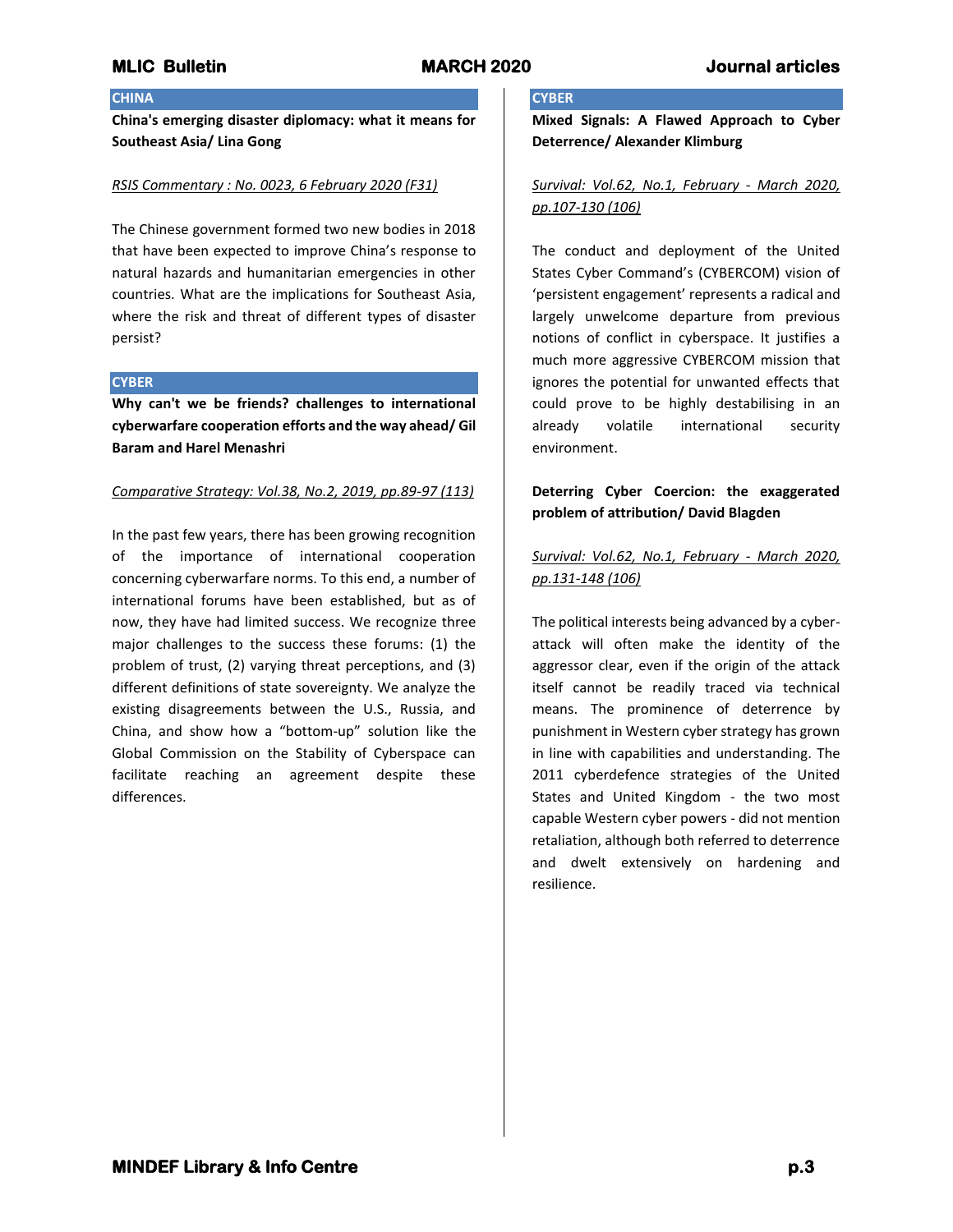## CHINA

**China's emerging disaster diplomacy: what it means for Southeast Asia/ Lina Gong**

*RSIS Commentary : No. 0023, 6 February 2020 (F31)*

The Chinese government formed two new bodies in 2018 that have been expected to improve China's response to natural hazards and humanitarian emergencies in other countries. What are the implications for Southeast Asia, where the risk and threat of different types of disaster persist?

## CYBER

**Why can't we be friends? challenges to international cyberwarfare cooperation efforts and the way ahead/ Gil Baram and Harel Menashri**

*Comparative Strategy: Vol.38, No.2, 2019, pp.89-97 (113)*

In the past few years, there has been growing recognition of the importance of international cooperation concerning cyberwarfare norms. To this end, a number of international forums have been established, but as of now, they have had limited success. We recognize three major challenges to the success these forums: (1) the problem of trust, (2) varying threat perceptions, and (3) different definitions of state sovereignty. We analyze the existing disagreements between the U.S., Russia, and China, and show how a "bottom-up" solution like the Global Commission on the Stability of Cyberspace can facilitate reaching an agreement despite these differences.

## CYBER

**Mixed Signals: A Flawed Approach to Cyber Deterrence/ Alexander Klimburg**

*Survival: Vol.62, No.1, February - March 2020, pp.107-130 (106)*

The conduct and deployment of the United States Cyber Command's (CYBERCOM) vision of 'persistent engagement' represents a radical and largely unwelcome departure from previous notions of conflict in cyberspace. It justifies a much more aggressive CYBERCOM mission that ignores the potential for unwanted effects that could prove to be highly destabilising in an already volatile international security environment.

**Deterring Cyber Coercion: the exaggerated problem of attribution/ David Blagden**

*Survival: Vol.62, No.1, February - March 2020, pp.131-148 (106)*

The political interests being advanced by a cyber-attack will often make the identity of the aggressor clear, even if the origin of the attack itself cannot be readily traced via technical means. The prominence of deterrence by punishment in Western cyber strategy has grown in line with capabilities and understanding. The 2011 cyberdefence strategies of the United States and United Kingdom - the two most capable Western cyber powers - did not mention retaliation, although both referred to deterrence and dwelt extensively on hardening and resilience.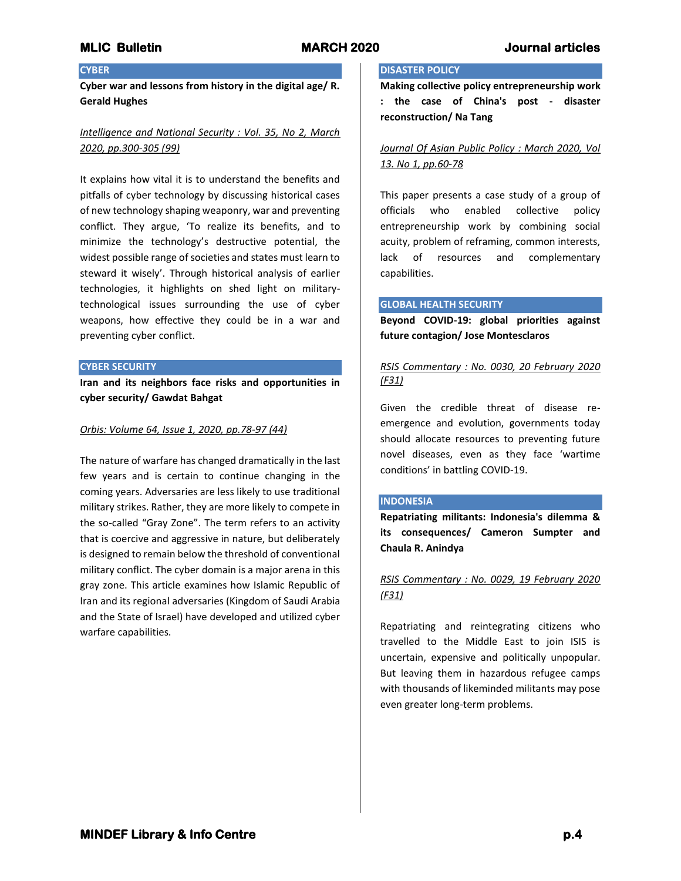## CYBER

**Cyber war and lessons from history in the digital age/ R. Gerald Hughes**

*Intelligence and National Security : Vol. 35, No 2, March 2020, pp.300-305 (99)*

It explains how vital it is to understand the benefits and pitfalls of cyber technology by discussing historical cases of new technology shaping weaponry, war and preventing conflict. They argue, 'To realize its benefits, and to minimize the technology's destructive potential, the widest possible range of societies and states must learn to steward it wisely'. Through historical analysis of earlier technologies, it highlights on shed light on military-technological issues surrounding the use of cyber weapons, how effective they could be in a war and preventing cyber conflict.

## CYBER SECURITY

**Iran and its neighbors face risks and opportunities in cyber security/ Gawdat Bahgat**

*Orbis: Volume 64, Issue 1, 2020, pp.78-97 (44)*

The nature of warfare has changed dramatically in the last few years and is certain to continue changing in the coming years. Adversaries are less likely to use traditional military strikes. Rather, they are more likely to compete in the so-called "Gray Zone". The term refers to an activity that is coercive and aggressive in nature, but deliberately is designed to remain below the threshold of conventional military conflict. The cyber domain is a major arena in this gray zone. This article examines how Islamic Republic of Iran and its regional adversaries (Kingdom of Saudi Arabia and the State of Israel) have developed and utilized cyber warfare capabilities.

## DISASTER POLICY

**Making collective policy entrepreneurship work : the case of China's post - disaster reconstruction/ Na Tang**

*Journal Of Asian Public Policy : March 2020, Vol 13. No 1, pp.60-78*

This paper presents a case study of a group of officials who enabled collective policy entrepreneurship work by combining social acuity, problem of reframing, common interests, lack of resources and complementary capabilities.

## GLOBAL HEALTH SECURITY

**Beyond COVID-19: global priorities against future contagion/ Jose Montesclaros**

*RSIS Commentary : No. 0030, 20 February 2020 (F31)*

Given the credible threat of disease re-emergence and evolution, governments today should allocate resources to preventing future novel diseases, even as they face 'wartime conditions' in battling COVID-19.

## INDONESIA

**Repatriating militants: Indonesia's dilemma & its consequences/ Cameron Sumpter and Chaula R. Anindya**

*RSIS Commentary : No. 0029, 19 February 2020 (F31)*

Repatriating and reintegrating citizens who travelled to the Middle East to join ISIS is uncertain, expensive and politically unpopular. But leaving them in hazardous refugee camps with thousands of likeminded militants may pose even greater long-term problems.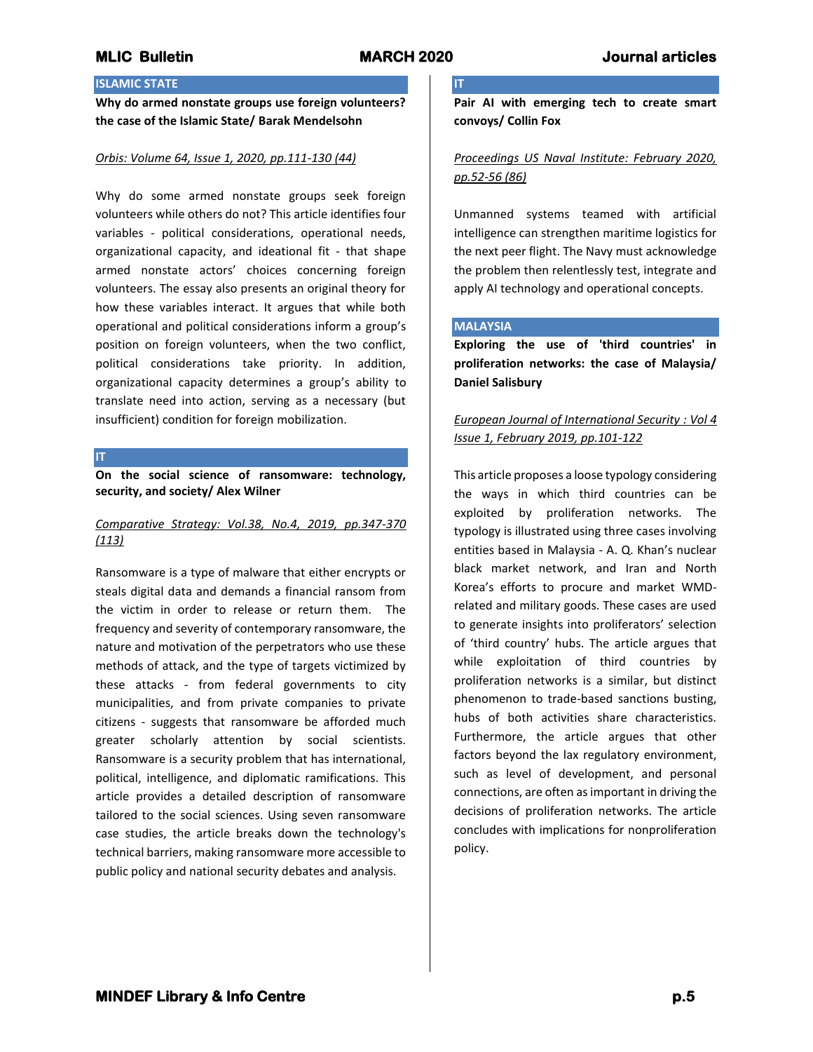## ISLAMIC STATE

**Why do armed nonstate groups use foreign volunteers? the case of the Islamic State/ Barak Mendelsohn**

*Orbis: Volume 64, Issue 1, 2020, pp.111-130 (44)*

Why do some armed nonstate groups seek foreign volunteers while others do not? This article identifies four variables - political considerations, operational needs, organizational capacity, and ideational fit - that shape armed nonstate actors' choices concerning foreign volunteers. The essay also presents an original theory for how these variables interact. It argues that while both operational and political considerations inform a group's position on foreign volunteers, when the two conflict, political considerations take priority. In addition, organizational capacity determines a group's ability to translate need into action, serving as a necessary (but insufficient) condition for foreign mobilization.

## IT

**On the social science of ransomware: technology, security, and society/ Alex Wilner**

*Comparative Strategy: Vol.38, No.4, 2019, pp.347-370 (113)*

Ransomware is a type of malware that either encrypts or steals digital data and demands a financial ransom from the victim in order to release or return them. The frequency and severity of contemporary ransomware, the nature and motivation of the perpetrators who use these methods of attack, and the type of targets victimized by these attacks - from federal governments to city municipalities, and from private companies to private citizens - suggests that ransomware be afforded much greater scholarly attention by social scientists. Ransomware is a security problem that has international, political, intelligence, and diplomatic ramifications. This article provides a detailed description of ransomware tailored to the social sciences. Using seven ransomware case studies, the article breaks down the technology's technical barriers, making ransomware more accessible to public policy and national security debates and analysis.

## IT

**Pair AI with emerging tech to create smart convoys/ Collin Fox**

*Proceedings US Naval Institute: February 2020, pp.52-56 (86)*

Unmanned systems teamed with artificial intelligence can strengthen maritime logistics for the next peer flight. The Navy must acknowledge the problem then relentlessly test, integrate and apply AI technology and operational concepts.

## MALAYSIA

**Exploring the use of 'third countries' in proliferation networks: the case of Malaysia/ Daniel Salisbury**

*European Journal of International Security : Vol 4 Issue 1, February 2019, pp.101-122*

This article proposes a loose typology considering the ways in which third countries can be exploited by proliferation networks. The typology is illustrated using three cases involving entities based in Malaysia - A. Q. Khan's nuclear black market network, and Iran and North Korea's efforts to procure and market WMD-related and military goods. These cases are used to generate insights into proliferators' selection of 'third country' hubs. The article argues that while exploitation of third countries by proliferation networks is a similar, but distinct phenomenon to trade-based sanctions busting, hubs of both activities share characteristics. Furthermore, the article argues that other factors beyond the lax regulatory environment, such as level of development, and personal connections, are often as important in driving the decisions of proliferation networks. The article concludes with implications for nonproliferation policy.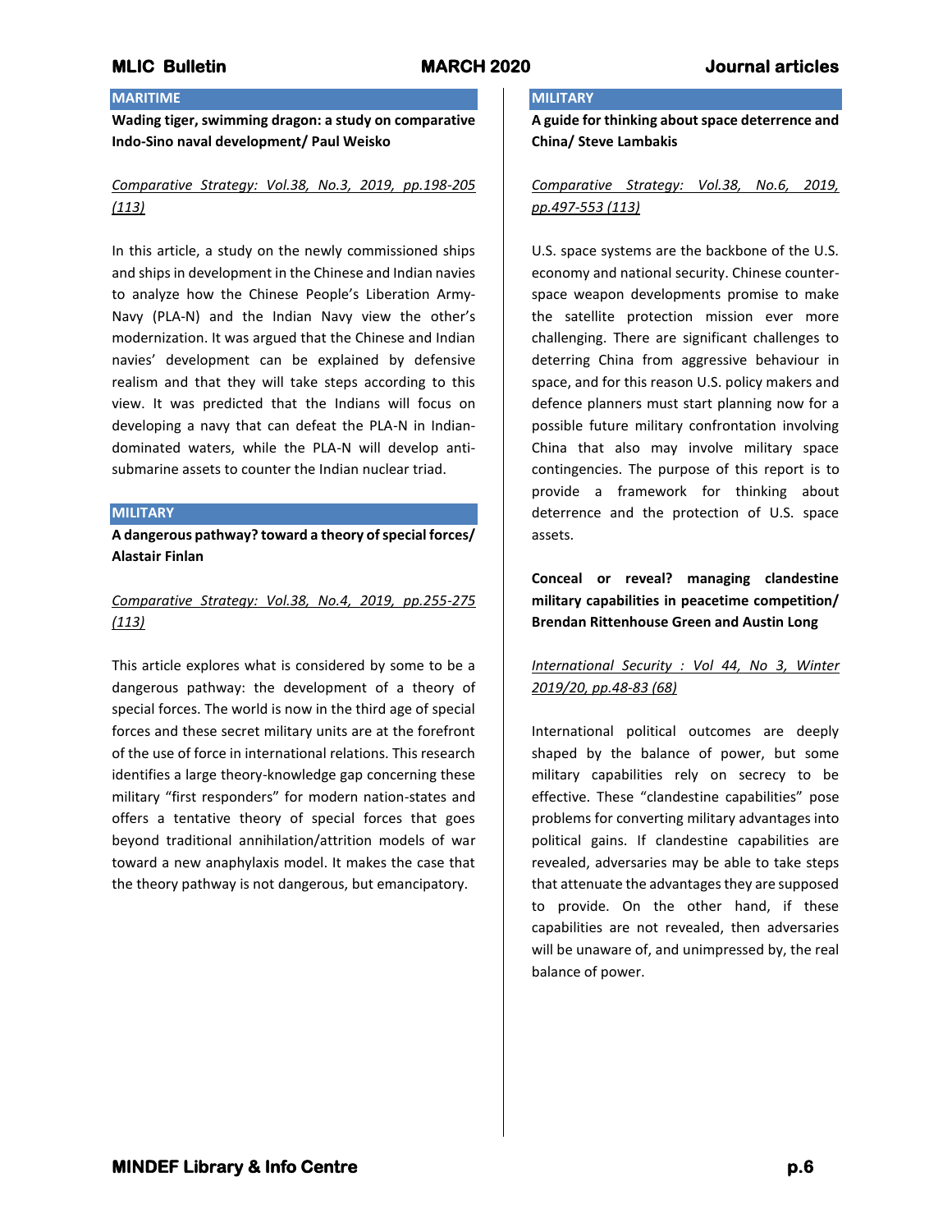## MARITIME

**Wading tiger, swimming dragon: a study on comparative Indo-Sino naval development/ Paul Weisko**

*Comparative Strategy: Vol.38, No.3, 2019, pp.198-205 (113)*

In this article, a study on the newly commissioned ships and ships in development in the Chinese and Indian navies to analyze how the Chinese People's Liberation Army-Navy (PLA-N) and the Indian Navy view the other's modernization. It was argued that the Chinese and Indian navies' development can be explained by defensive realism and that they will take steps according to this view. It was predicted that the Indians will focus on developing a navy that can defeat the PLA-N in Indian-dominated waters, while the PLA-N will develop anti-submarine assets to counter the Indian nuclear triad.

## MILITARY

**A dangerous pathway? toward a theory of special forces/ Alastair Finlan**

*Comparative Strategy: Vol.38, No.4, 2019, pp.255-275 (113)*

This article explores what is considered by some to be a dangerous pathway: the development of a theory of special forces. The world is now in the third age of special forces and these secret military units are at the forefront of the use of force in international relations. This research identifies a large theory-knowledge gap concerning these military "first responders" for modern nation-states and offers a tentative theory of special forces that goes beyond traditional annihilation/attrition models of war toward a new anaphylaxis model. It makes the case that the theory pathway is not dangerous, but emancipatory.

## MILITARY

**A guide for thinking about space deterrence and China/ Steve Lambakis**

*Comparative Strategy: Vol.38, No.6, 2019, pp.497-553 (113)*

U.S. space systems are the backbone of the U.S. economy and national security. Chinese counter-space weapon developments promise to make the satellite protection mission ever more challenging. There are significant challenges to deterring China from aggressive behaviour in space, and for this reason U.S. policy makers and defence planners must start planning now for a possible future military confrontation involving China that also may involve military space contingencies. The purpose of this report is to provide a framework for thinking about deterrence and the protection of U.S. space assets.

**Conceal or reveal? managing clandestine military capabilities in peacetime competition/ Brendan Rittenhouse Green and Austin Long**

*International Security : Vol 44, No 3, Winter 2019/20, pp.48-83 (68)*

International political outcomes are deeply shaped by the balance of power, but some military capabilities rely on secrecy to be effective. These "clandestine capabilities" pose problems for converting military advantages into political gains. If clandestine capabilities are revealed, adversaries may be able to take steps that attenuate the advantages they are supposed to provide. On the other hand, if these capabilities are not revealed, then adversaries will be unaware of, and unimpressed by, the real balance of power.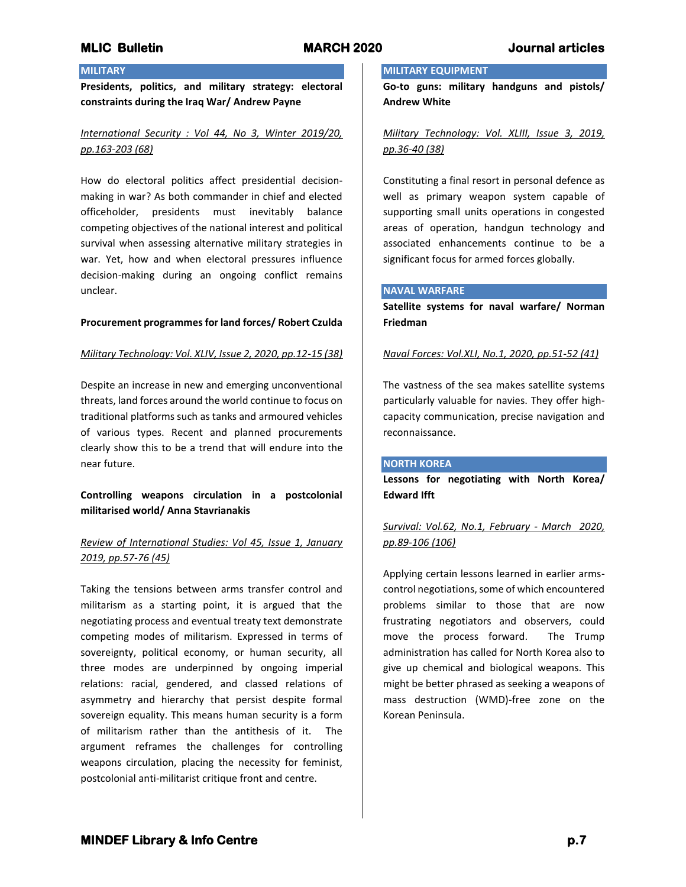## MILITARY

**Presidents, politics, and military strategy: electoral constraints during the Iraq War/ Andrew Payne**

International Security : Vol 44, No 3, Winter 2019/20, pp.163-203 (68)

How do electoral politics affect presidential decision-making in war? As both commander in chief and elected officeholder, presidents must inevitably balance competing objectives of the national interest and political survival when assessing alternative military strategies in war. Yet, how and when electoral pressures influence decision-making during an ongoing conflict remains unclear.

**Procurement programmes for land forces/ Robert Czulda**

Military Technology: Vol. XLIV, Issue 2, 2020, pp.12-15 (38)

Despite an increase in new and emerging unconventional threats, land forces around the world continue to focus on traditional platforms such as tanks and armoured vehicles of various types. Recent and planned procurements clearly show this to be a trend that will endure into the near future.

**Controlling weapons circulation in a postcolonial militarised world/ Anna Stavrianakis**

Review of International Studies: Vol 45, Issue 1, January 2019, pp.57-76 (45)

Taking the tensions between arms transfer control and militarism as a starting point, it is argued that the negotiating process and eventual treaty text demonstrate competing modes of militarism. Expressed in terms of sovereignty, political economy, or human security, all three modes are underpinned by ongoing imperial relations: racial, gendered, and classed relations of asymmetry and hierarchy that persist despite formal sovereign equality. This means human security is a form of militarism rather than the antithesis of it. The argument reframes the challenges for controlling weapons circulation, placing the necessity for feminist, postcolonial anti-militarist critique front and centre.

## MILITARY EQUIPMENT

**Go-to guns: military handguns and pistols/ Andrew White**

Military Technology: Vol. XLIII, Issue 3, 2019, pp.36-40 (38)

Constituting a final resort in personal defence as well as primary weapon system capable of supporting small units operations in congested areas of operation, handgun technology and associated enhancements continue to be a significant focus for armed forces globally.

## NAVAL WARFARE

**Satellite systems for naval warfare/ Norman Friedman**

Naval Forces: Vol.XLI, No.1, 2020, pp.51-52 (41)

The vastness of the sea makes satellite systems particularly valuable for navies. They offer high-capacity communication, precise navigation and reconnaissance.

## NORTH KOREA

**Lessons for negotiating with North Korea/ Edward Ifft**

Survival: Vol.62, No.1, February - March 2020, pp.89-106 (106)

Applying certain lessons learned in earlier arms-control negotiations, some of which encountered problems similar to those that are now frustrating negotiators and observers, could move the process forward. The Trump administration has called for North Korea also to give up chemical and biological weapons. This might be better phrased as seeking a weapons of mass destruction (WMD)-free zone on the Korean Peninsula.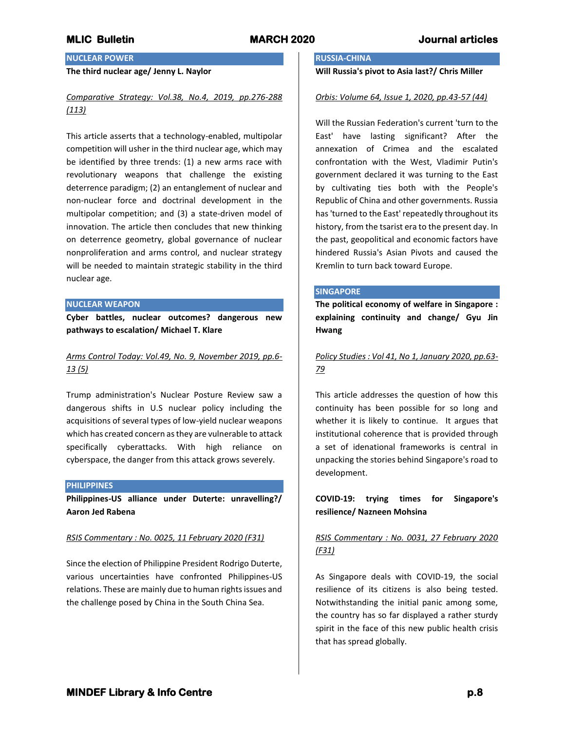## NUCLEAR POWER

**The third nuclear age/ Jenny L. Naylor**

*Comparative Strategy: Vol.38, No.4, 2019, pp.276-288 (113)*

This article asserts that a technology-enabled, multipolar competition will usher in the third nuclear age, which may be identified by three trends: (1) a new arms race with revolutionary weapons that challenge the existing deterrence paradigm; (2) an entanglement of nuclear and non-nuclear force and doctrinal development in the multipolar competition; and (3) a state-driven model of innovation. The article then concludes that new thinking on deterrence geometry, global governance of nuclear nonproliferation and arms control, and nuclear strategy will be needed to maintain strategic stability in the third nuclear age.

## NUCLEAR WEAPON

**Cyber battles, nuclear outcomes? dangerous new pathways to escalation/ Michael T. Klare**

*Arms Control Today: Vol.49, No. 9, November 2019, pp.6-13 (5)*

Trump administration's Nuclear Posture Review saw a dangerous shifts in U.S nuclear policy including the acquisitions of several types of low-yield nuclear weapons which has created concern as they are vulnerable to attack specifically cyberattacks. With high reliance on cyberspace, the danger from this attack grows severely.

## PHILIPPINES

**Philippines-US alliance under Duterte: unravelling?/ Aaron Jed Rabena**

*RSIS Commentary : No. 0025, 11 February 2020 (F31)*

Since the election of Philippine President Rodrigo Duterte, various uncertainties have confronted Philippines-US relations. These are mainly due to human rights issues and the challenge posed by China in the South China Sea.

## RUSSIA-CHINA

**Will Russia's pivot to Asia last?/ Chris Miller**

*Orbis: Volume 64, Issue 1, 2020, pp.43-57 (44)*

Will the Russian Federation's current 'turn to the East' have lasting significant? After the annexation of Crimea and the escalated confrontation with the West, Vladimir Putin's government declared it was turning to the East by cultivating ties both with the People's Republic of China and other governments. Russia has 'turned to the East' repeatedly throughout its history, from the tsarist era to the present day. In the past, geopolitical and economic factors have hindered Russia's Asian Pivots and caused the Kremlin to turn back toward Europe.

## SINGAPORE

**The political economy of welfare in Singapore : explaining continuity and change/ Gyu Jin Hwang**

*Policy Studies : Vol 41, No 1, January 2020, pp.63-79*

This article addresses the question of how this continuity has been possible for so long and whether it is likely to continue. It argues that institutional coherence that is provided through a set of idenational frameworks is central in unpacking the stories behind Singapore's road to development.

**COVID-19: trying times for Singapore's resilience/ Nazneen Mohsina**

*RSIS Commentary : No. 0031, 27 February 2020 (F31)*

As Singapore deals with COVID-19, the social resilience of its citizens is also being tested. Notwithstanding the initial panic among some, the country has so far displayed a rather sturdy spirit in the face of this new public health crisis that has spread globally.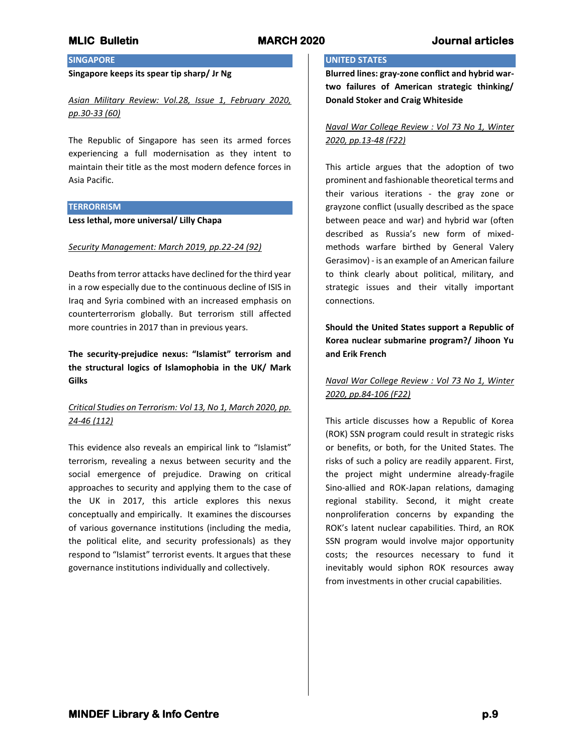## SINGAPORE

**Singapore keeps its spear tip sharp/ Jr Ng**

*Asian Military Review: Vol.28, Issue 1, February 2020, pp.30-33 (60)*

The Republic of Singapore has seen its armed forces experiencing a full modernisation as they intent to maintain their title as the most modern defence forces in Asia Pacific.

## TERRORRISM

**Less lethal, more universal/ Lilly Chapa**

*Security Management: March 2019, pp.22-24 (92)*

Deaths from terror attacks have declined for the third year in a row especially due to the continuous decline of ISIS in Iraq and Syria combined with an increased emphasis on counterterrorism globally. But terrorism still affected more countries in 2017 than in previous years.

**The security-prejudice nexus: "Islamist" terrorism and the structural logics of Islamophobia in the UK/ Mark Gilks**

*Critical Studies on Terrorism: Vol 13, No 1, March 2020, pp. 24-46 (112)*

This evidence also reveals an empirical link to "Islamist" terrorism, revealing a nexus between security and the social emergence of prejudice. Drawing on critical approaches to security and applying them to the case of the UK in 2017, this article explores this nexus conceptually and empirically. It examines the discourses of various governance institutions (including the media, the political elite, and security professionals) as they respond to "Islamist" terrorist events. It argues that these governance institutions individually and collectively.

## UNITED STATES

**Blurred lines: gray-zone conflict and hybrid war- two failures of American strategic thinking/ Donald Stoker and Craig Whiteside**

*Naval War College Review : Vol 73 No 1, Winter 2020, pp.13-48 (F22)*

This article argues that the adoption of two prominent and fashionable theoretical terms and their various iterations - the gray zone or grayzone conflict (usually described as the space between peace and war) and hybrid war (often described as Russia's new form of mixed-methods warfare birthed by General Valery Gerasimov) - is an example of an American failure to think clearly about political, military, and strategic issues and their vitally important connections.

**Should the United States support a Republic of Korea nuclear submarine program?/ Jihoon Yu and Erik French**

*Naval War College Review : Vol 73 No 1, Winter 2020, pp.84-106 (F22)*

This article discusses how a Republic of Korea (ROK) SSN program could result in strategic risks or benefits, or both, for the United States. The risks of such a policy are readily apparent. First, the project might undermine already-fragile Sino-allied and ROK-Japan relations, damaging regional stability. Second, it might create nonproliferation concerns by expanding the ROK's latent nuclear capabilities. Third, an ROK SSN program would involve major opportunity costs; the resources necessary to fund it inevitably would siphon ROK resources away from investments in other crucial capabilities.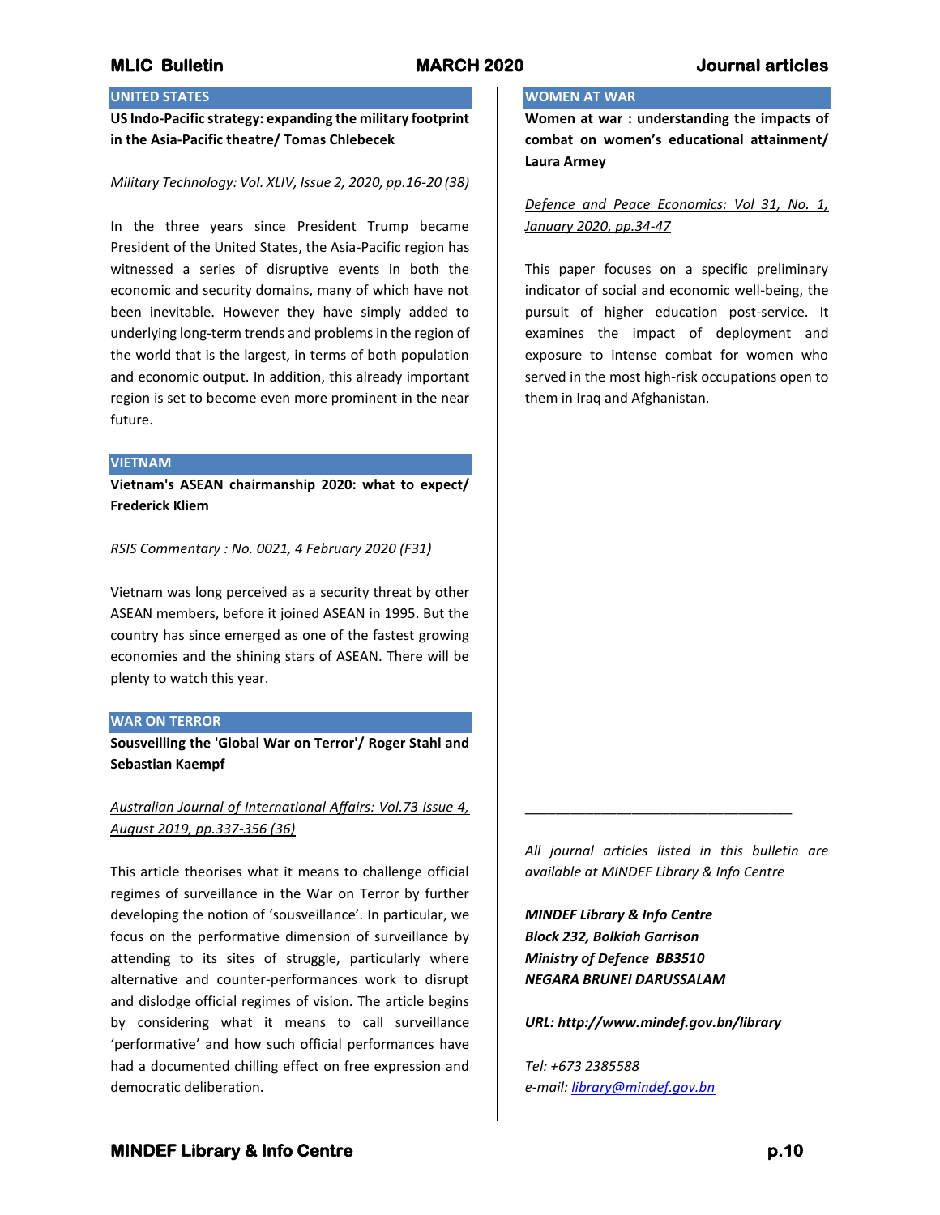## UNITED STATES

**US Indo-Pacific strategy: expanding the military footprint in the Asia-Pacific theatre/ Tomas Chlebecek**

*Military Technology: Vol. XLIV, Issue 2, 2020, pp.16-20 (38)*

In the three years since President Trump became President of the United States, the Asia-Pacific region has witnessed a series of disruptive events in both the economic and security domains, many of which have not been inevitable. However they have simply added to underlying long-term trends and problems in the region of the world that is the largest, in terms of both population and economic output. In addition, this already important region is set to become even more prominent in the near future.

## VIETNAM

**Vietnam's ASEAN chairmanship 2020: what to expect/ Frederick Kliem**

*RSIS Commentary : No. 0021, 4 February 2020 (F31)*

Vietnam was long perceived as a security threat by other ASEAN members, before it joined ASEAN in 1995. But the country has since emerged as one of the fastest growing economies and the shining stars of ASEAN. There will be plenty to watch this year.

## WAR ON TERROR

**Sousveilling the 'Global War on Terror'/ Roger Stahl and Sebastian Kaempf**

*Australian Journal of International Affairs: Vol.73 Issue 4, August 2019, pp.337-356 (36)*

This article theorises what it means to challenge official regimes of surveillance in the War on Terror by further developing the notion of 'sousveillance'. In particular, we focus on the performative dimension of surveillance by attending to its sites of struggle, particularly where alternative and counter-performances work to disrupt and dislodge official regimes of vision. The article begins by considering what it means to call surveillance 'performative' and how such official performances have had a documented chilling effect on free expression and democratic deliberation.

## WOMEN AT WAR

**Women at war : understanding the impacts of combat on women's educational attainment/ Laura Armey**

*Defence and Peace Economics: Vol 31, No. 1, January 2020, pp.34-47*

This paper focuses on a specific preliminary indicator of social and economic well-being, the pursuit of higher education post-service. It examines the impact of deployment and exposure to intense combat for women who served in the most high-risk occupations open to them in Iraq and Afghanistan.

---

*All journal articles listed in this bulletin are available at MINDEF Library & Info Centre*

***MINDEF Library & Info Centre***
***Block 232, Bolkiah Garrison***
***Ministry of Defence BB3510***
***NEGARA BRUNEI DARUSSALAM***

***URL: http://www.mindef.gov.bn/library***

*Tel: +673 2385588*
*e-mail: library@mindef.gov.bn*